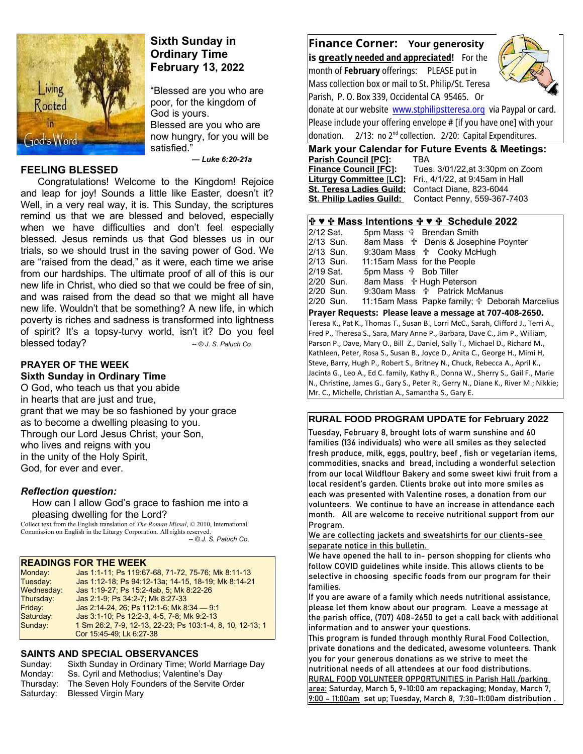## Sixth Sunday in Ordinary Time
## February 13, 2022

"Blessed are you who are poor, for the kingdom of God is yours.
Blessed are you who are now hungry, for you will be satisfied."

***— Luke 6:20-21a***

### FEELING BLESSED

Congratulations! Welcome to the Kingdom! Rejoice and leap for joy! Sounds a little like Easter, doesn't it? Well, in a very real way, it is. This Sunday, the scriptures remind us that we are blessed and beloved, especially when we have difficulties and don't feel especially blessed. Jesus reminds us that God blesses us in our trials, so we should trust in the saving power of God. We are "raised from the dead," as it were, each time we arise from our hardships. The ultimate proof of all of this is our new life in Christ, who died so that we could be free of sin, and was raised from the dead so that we might all have new life. Wouldn't that be something? A new life, in which poverty is riches and sadness is transformed into lightness of spirit? It's a topsy-turvy world, isn't it? Do you feel blessed today? *-- © J. S. Paluch Co.*

### PRAYER OF THE WEEK
### Sixth Sunday in Ordinary Time

O God, who teach us that you abide
in hearts that are just and true,
grant that we may be so fashioned by your grace
as to become a dwelling pleasing to you.
Through our Lord Jesus Christ, your Son,
who lives and reigns with you
in the unity of the Holy Spirit,
God, for ever and ever.

### *Reflection question:*

How can I allow God's grace to fashion me into a pleasing dwelling for the Lord?

Collect text from the English translation of *The Roman Missal*, © 2010, International Commission on English in the Liturgy Corporation. All rights reserved.
*-- © J. S. Paluch Co.*

### READINGS FOR THE WEEK

| | |
|---|---|
| Monday: | Jas 1:1-11; Ps 119:67-68, 71-72, 75-76; Mk 8:11-13 |
| Tuesday: | Jas 1:12-18; Ps 94:12-13a; 14-15, 18-19; Mk 8:14-21 |
| Wednesday: | Jas 1:19-27; Ps 15:2-4ab, 5; Mk 8:22-26 |
| Thursday: | Jas 2:1-9; Ps 34:2-7; Mk 8:27-33 |
| Friday: | Jas 2:14-24, 26; Ps 112:1-6; Mk 8:34 — 9:1 |
| Saturday: | Jas 3:1-10; Ps 12:2-3, 4-5, 7-8; Mk 9:2-13 |
| Sunday: | 1 Sm 26:2, 7-9, 12-13, 22-23; Ps 103:1-4, 8, 10, 12-13; 1 Cor 15:45-49; Lk 6:27-38 |

### SAINTS AND SPECIAL OBSERVANCES

| | |
|---|---|
| Sunday: | Sixth Sunday in Ordinary Time; World Marriage Day |
| Monday: | Ss. Cyril and Methodius; Valentine's Day |
| Thursday: | The Seven Holy Founders of the Servite Order |
| Saturday: | Blessed Virgin Mary |

## Finance Corner: Your generosity is greatly needed and appreciated!

For the month of **February** offerings: PLEASE put in Mass collection box or mail to St. Philip/St. Teresa Parish, P. O. Box 339, Occidental CA 95465. Or donate at our website www.stphilipstteresa.org via Paypal or card. Please include your offering envelope # [if you have one] with your donation. 2/13: no 2nd collection. 2/20: Capital Expenditures.

### Mark your Calendar for Future Events & Meetings:

| | |
|---|---|
| **Parish Council [PC]:** | TBA |
| **Finance Council [FC]:** | Tues. 3/01/22,at 3:30pm on Zoom |
| **Liturgy Committee [LC]:** | Fri., 4/1/22, at 9:45am in Hall |
| **St. Teresa Ladies Guild:** | Contact Diane, 823-6044 |
| **St. Philip Ladies Guild:** | Contact Penny, 559-367-7403 |

### ✞ ♥ ✞ Mass Intentions ✞ ♥ ✞ Schedule 2022

| | | |
|---|---|---|
| 2/12 Sat. | 5pm Mass | ✞ Brendan Smith |
| 2/13 Sun. | 8am Mass | ✞ Denis & Josephine Poynter |
| 2/13 Sun. | 9:30am Mass | ✞ Cooky McHugh |
| 2/13 Sun. | 11:15am Mass | for the People |
| 2/19 Sat. | 5pm Mass | ✞ Bob Tiller |
| 2/20 Sun. | 8am Mass | ✞ Hugh Peterson |
| 2/20 Sun. | 9:30am Mass | ✞ Patrick McManus |
| 2/20 Sun. | 11:15am Mass | Papke family; ✞ Deborah Marcelius |

**Prayer Requests: Please leave a message at 707-408-2650.**

Teresa K., Pat K., Thomas T., Susan B., Lorri McC., Sarah, Clifford J., Terri A., Fred P., Theresa S., Sara, Mary Anne P., Barbara, Dave C., Jim P., William, Parson P., Dave, Mary O., Bill Z., Daniel, Sally T., Michael D., Richard M., Kathleen, Peter, Rosa S., Susan B., Joyce D., Anita C., George H., Mimi H, Steve, Barry, Hugh P., Robert S., Britney N., Chuck, Rebecca A., April K., Jacinta G., Leo A., Ed C. family, Kathy R., Donna W., Sherry S., Gail F., Marie N., Christine, James G., Gary S., Peter R., Gerry N., Diane K., River M.; Nikkie; Mr. C., Michelle, Christian A., Samantha S., Gary E.

### RURAL FOOD PROGRAM UPDATE for February 2022

Tuesday, February 8, brought lots of warm sunshine and 60 families (136 individuals) who were all smiles as they selected fresh produce, milk, eggs, poultry, beef , fish or vegetarian items, commodities, snacks and bread, including a wonderful selection from our local Wildflour Bakery and some sweet kiwi fruit from a local resident's garden. Clients broke out into more smiles as each was presented with Valentine roses, a donation from our volunteers. We continue to have an increase in attendance each month. All are welcome to receive nutritional support from our Program.

We are collecting jackets and sweatshirts for our clients-see separate notice in this bulletin.

We have opened the hall to in- person shopping for clients who follow COVID guidelines while inside. This allows clients to be selective in choosing specific foods from our program for their families.

If you are aware of a family which needs nutritional assistance, please let them know about our program. Leave a message at the parish office, (707) 408-2650 to get a call back with additional information and to answer your questions.

This program is funded through monthly Rural Food Collection, private donations and the dedicated, awesome volunteers. Thank you for your generous donations as we strive to meet the nutritional needs of all attendees at our food distributions.

RURAL FOOD VOLUNTEER OPPORTUNITIES in Parish Hall /parking area: Saturday, March 5, 9-10:00 am repackaging; Monday, March 7, 9:00 – 11:00am set up; Tuesday, March 8, 7:30-11:00am distribution .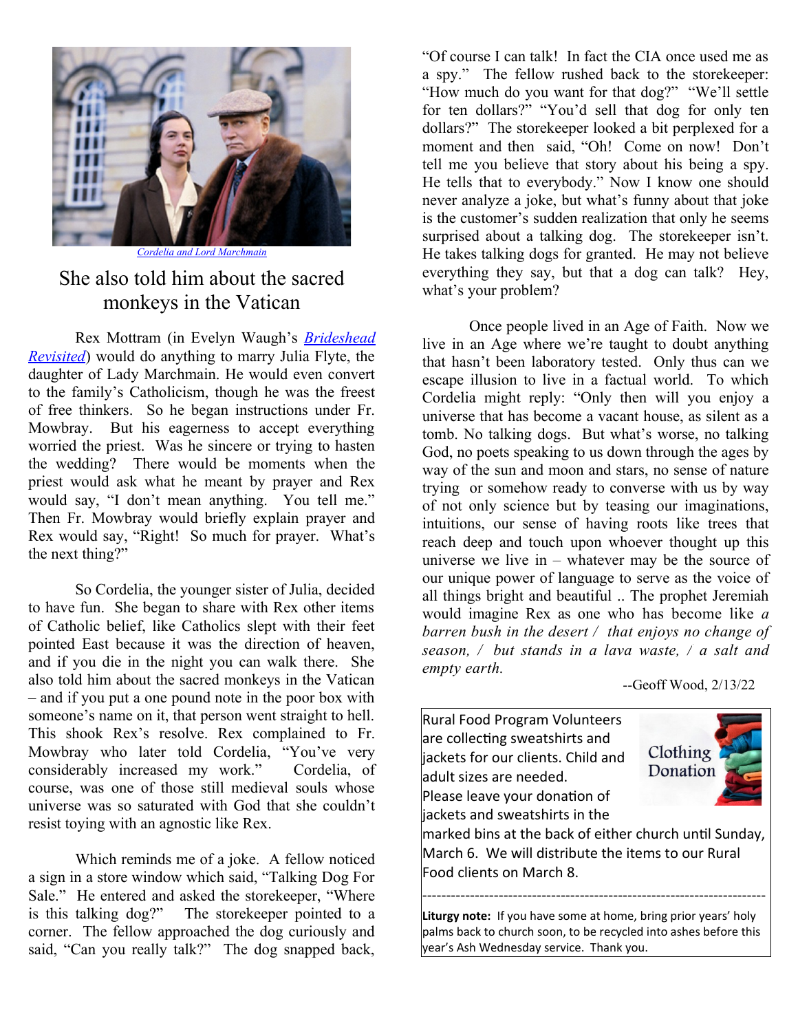Cordelia and Lord Marchmain

# She also told him about the sacred monkeys in the Vatican

Rex Mottram (in Evelyn Waugh's *Brideshead Revisited*) would do anything to marry Julia Flyte, the daughter of Lady Marchmain. He would even convert to the family's Catholicism, though he was the freest of free thinkers. So he began instructions under Fr. Mowbray. But his eagerness to accept everything worried the priest. Was he sincere or trying to hasten the wedding? There would be moments when the priest would ask what he meant by prayer and Rex would say, "I don't mean anything. You tell me." Then Fr. Mowbray would briefly explain prayer and Rex would say, "Right! So much for prayer. What's the next thing?"

So Cordelia, the younger sister of Julia, decided to have fun. She began to share with Rex other items of Catholic belief, like Catholics slept with their feet pointed East because it was the direction of heaven, and if you die in the night you can walk there. She also told him about the sacred monkeys in the Vatican – and if you put a one pound note in the poor box with someone's name on it, that person went straight to hell. This shook Rex's resolve. Rex complained to Fr. Mowbray who later told Cordelia, "You've very considerably increased my work." Cordelia, of course, was one of those still medieval souls whose universe was so saturated with God that she couldn't resist toying with an agnostic like Rex.

Which reminds me of a joke. A fellow noticed a sign in a store window which said, "Talking Dog For Sale." He entered and asked the storekeeper, "Where is this talking dog?" The storekeeper pointed to a corner. The fellow approached the dog curiously and said, "Can you really talk?" The dog snapped back, "Of course I can talk! In fact the CIA once used me as a spy." The fellow rushed back to the storekeeper: "How much do you want for that dog?" "We'll settle for ten dollars?" "You'd sell that dog for only ten dollars?" The storekeeper looked a bit perplexed for a moment and then said, "Oh! Come on now! Don't tell me you believe that story about his being a spy. He tells that to everybody." Now I know one should never analyze a joke, but what's funny about that joke is the customer's sudden realization that only he seems surprised about a talking dog. The storekeeper isn't. He takes talking dogs for granted. He may not believe everything they say, but that a dog can talk? Hey, what's your problem?

Once people lived in an Age of Faith. Now we live in an Age where we're taught to doubt anything that hasn't been laboratory tested. Only thus can we escape illusion to live in a factual world. To which Cordelia might reply: "Only then will you enjoy a universe that has become a vacant house, as silent as a tomb. No talking dogs. But what's worse, no talking God, no poets speaking to us down through the ages by way of the sun and moon and stars, no sense of nature trying or somehow ready to converse with us by way of not only science but by teasing our imaginations, intuitions, our sense of having roots like trees that reach deep and touch upon whoever thought up this universe we live in – whatever may be the source of our unique power of language to serve as the voice of all things bright and beautiful .. The prophet Jeremiah would imagine Rex as one who has become like *a barren bush in the desert / that enjoys no change of season, / but stands in a lava waste, / a salt and empty earth.*

--Geoff Wood, 2/13/22

---

Clothing Donation

Rural Food Program Volunteers are collecting sweatshirts and jackets for our clients. Child and adult sizes are needed. Please leave your donation of jackets and sweatshirts in the marked bins at the back of either church until Sunday, March 6. We will distribute the items to our Rural Food clients on March 8.

---

**Liturgy note:** If you have some at home, bring prior years' holy palms back to church soon, to be recycled into ashes before this year's Ash Wednesday service. Thank you.